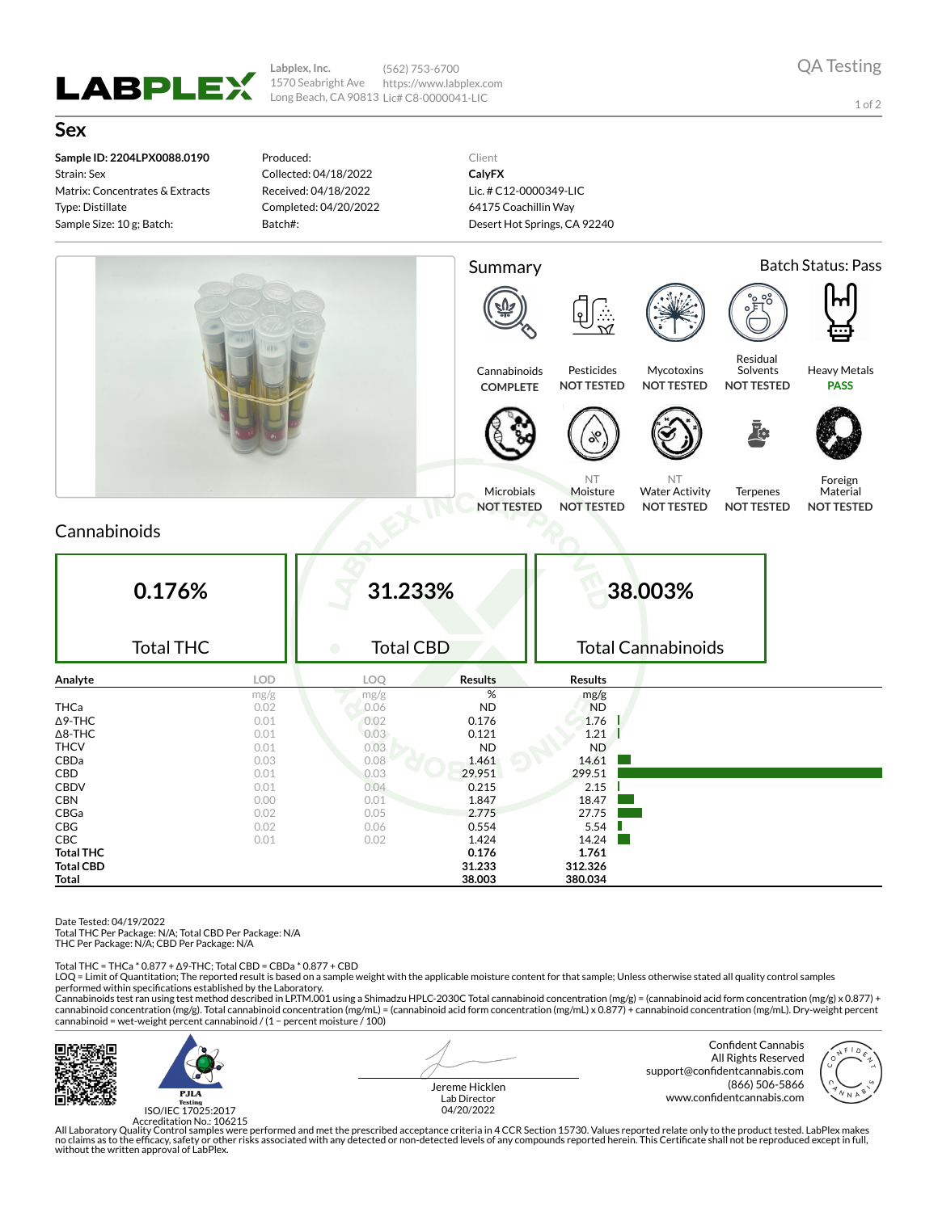**Labplex, Inc.**
1570 Seabright Ave
Long Beach, CA 90813

(562) 753-6700
https://www.labplex.com
Lic# C8-0000041-LIC

QA Testing

# Sex

**Sample ID: 2204LPX0088.0190**
Strain: Sex
Matrix: Concentrates & Extracts
Type: Distillate
Sample Size: 10 g; Batch:

Produced:
Collected: 04/18/2022
Received: 04/18/2022
Completed: 04/20/2022
Batch#:

Client
**CalyFX**
Lic. # C12-0000349-LIC
64175 Coachillin Way
Desert Hot Springs, CA 92240

## Summary

Batch Status: Pass

| Cannabinoids | Pesticides | Mycotoxins | Residual Solvents | Heavy Metals |
|---|---|---|---|---|
| COMPLETE | NOT TESTED | NOT TESTED | NOT TESTED | PASS |

| Microbials | Moisture | Water Activity | Terpenes | Foreign Material |
|---|---|---|---|---|
| NOT TESTED | NT NOT TESTED | NT NOT TESTED | NOT TESTED | NOT TESTED |

## Cannabinoids

| 0.176% | 31.233% | 38.003% |
|---|---|---|
| Total THC | Total CBD | Total Cannabinoids |

| Analyte | LOD | LOQ | Results | Results |
|---|---|---|---|---|
| | mg/g | mg/g | % | mg/g |
| THCa | 0.02 | 0.06 | ND | ND |
| Δ9-THC | 0.01 | 0.02 | 0.176 | 1.76 |
| Δ8-THC | 0.01 | 0.03 | 0.121 | 1.21 |
| THCV | 0.01 | 0.03 | ND | ND |
| CBDa | 0.03 | 0.08 | 1.461 | 14.61 |
| CBD | 0.01 | 0.03 | 29.951 | 299.51 |
| CBDV | 0.01 | 0.04 | 0.215 | 2.15 |
| CBN | 0.00 | 0.01 | 1.847 | 18.47 |
| CBGa | 0.02 | 0.05 | 2.775 | 27.75 |
| CBG | 0.02 | 0.06 | 0.554 | 5.54 |
| CBC | 0.01 | 0.02 | 1.424 | 14.24 |
| **Total THC** | | | **0.176** | **1.761** |
| **Total CBD** | | | **31.233** | **312.326** |
| **Total** | | | **38.003** | **380.034** |

Date Tested: 04/19/2022
Total THC Per Package: N/A; Total CBD Per Package: N/A
THC Per Package: N/A; CBD Per Package: N/A

Total THC = THCa * 0.877 + Δ9-THC; Total CBD = CBDa * 0.877 + CBD
LOQ = Limit of Quantitation; The reported result is based on a sample weight with the applicable moisture content for that sample; Unless otherwise stated all quality control samples performed within specifications established by the Laboratory.
Cannabinoids test ran using test method described in LPTM.001 using a Shimadzu HPLC-2030C Total cannabinoid concentration (mg/g) = (cannabinoid acid form concentration (mg/g) x 0.877) + cannabinoid concentration (mg/g). Total cannabinoid concentration (mg/mL) = (cannabinoid acid form concentration (mg/mL) x 0.877) + cannabinoid concentration (mg/mL). Dry-weight percent cannabinoid = wet-weight percent cannabinoid / (1 − percent moisture / 100)

PJLA Testing
ISO/IEC 17025:2017
Accreditation No.: 106215

Jereme Hicklen
Lab Director
04/20/2022

Confident Cannabis
All Rights Reserved
support@confidentcannabis.com
(866) 506-5866
www.confidentcannabis.com

All Laboratory Quality Control samples were performed and met the prescribed acceptance criteria in 4 CCR Section 15730. Values reported relate only to the product tested. LabPlex makes no claims as to the efficacy, safety or other risks associated with any detected or non-detected levels of any compounds reported herein. This Certificate shall not be reproduced except in full, without the written approval of LabPlex.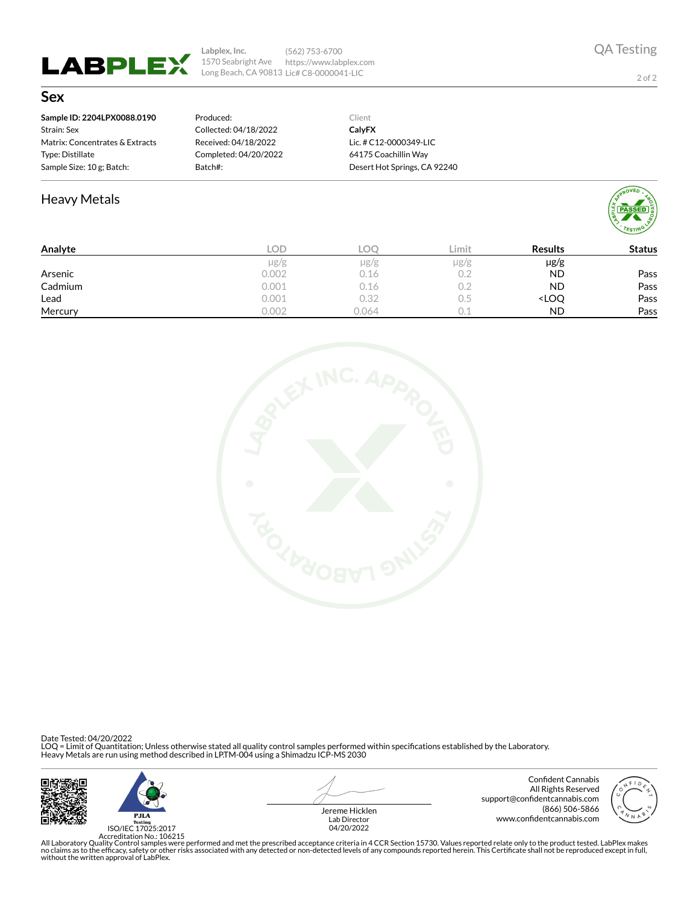**Labplex, Inc.**
1570 Seabright Ave
Long Beach, CA 90813

(562) 753-6700
https://www.labplex.com
Lic# C8-0000041-LIC

QA Testing

# Sex

| | | |
|---|---|---|
| **Sample ID: 2204LPX0088.0190** | Produced: | Client |
| Strain: Sex | Collected: 04/18/2022 | **CalyFX** |
| Matrix: Concentrates & Extracts | Received: 04/18/2022 | Lic. # C12-0000349-LIC |
| Type: Distillate | Completed: 04/20/2022 | 64175 Coachillin Way |
| Sample Size: 10 g; Batch: | Batch#: | Desert Hot Springs, CA 92240 |

## Heavy Metals

PASSED

| Analyte | LOD | LOQ | Limit | Results | Status |
|---|---|---|---|---|---|
| | μg/g | μg/g | μg/g | μg/g | |
| Arsenic | 0.002 | 0.16 | 0.2 | ND | Pass |
| Cadmium | 0.001 | 0.16 | 0.2 | ND | Pass |
| Lead | 0.001 | 0.32 | 0.5 | <LOQ | Pass |
| Mercury | 0.002 | 0.064 | 0.1 | ND | Pass |

Date Tested: 04/20/2022
LOQ = Limit of Quantitation; Unless otherwise stated all quality control samples performed within specifications established by the Laboratory.
Heavy Metals are run using method described in LP.TM-004 using a Shimadzu ICP-MS 2030

PJLA Testing
ISO/IEC 17025:2017
Accreditation No.: 106215

Jereme Hicklen
Lab Director
04/20/2022

Confident Cannabis
All Rights Reserved
support@confidentcannabis.com
(866) 506-5866
www.confidentcannabis.com

All Laboratory Quality Control samples were performed and met the prescribed acceptance criteria in 4 CCR Section 15730. Values reported relate only to the product tested. LabPlex makes no claims as to the efficacy, safety or other risks associated with any detected or non-detected levels of any compounds reported herein. This Certificate shall not be reproduced except in full, without the written approval of LabPlex.